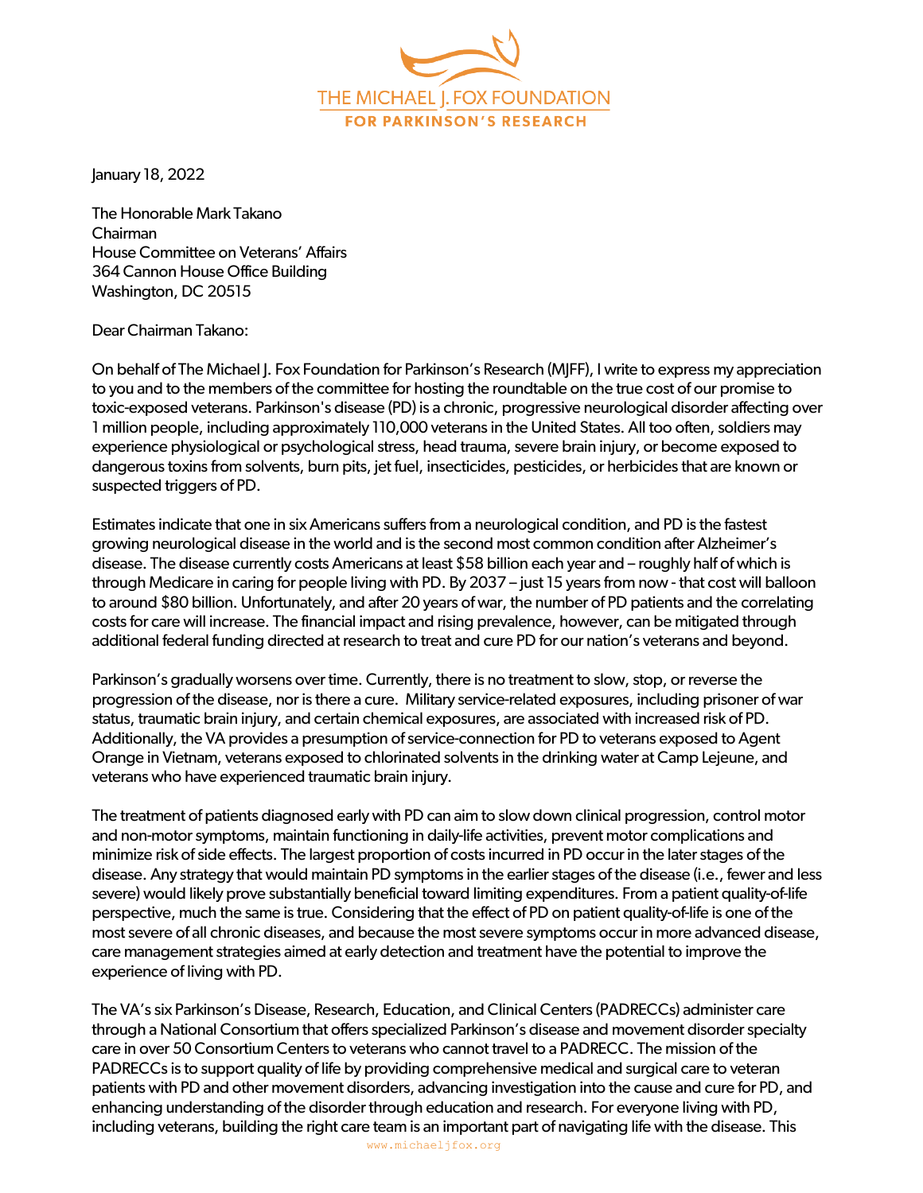THE MICHAEL J. FOX FOUNDATION
FOR PARKINSON'S RESEARCH

January 18, 2022

The Honorable Mark Takano
Chairman
House Committee on Veterans' Affairs
364 Cannon House Office Building
Washington, DC 20515

Dear Chairman Takano:

On behalf of The Michael J. Fox Foundation for Parkinson's Research (MJFF), I write to express my appreciation to you and to the members of the committee for hosting the roundtable on the true cost of our promise to toxic-exposed veterans. Parkinson's disease (PD) is a chronic, progressive neurological disorder affecting over 1 million people, including approximately 110,000 veterans in the United States. All too often, soldiers may experience physiological or psychological stress, head trauma, severe brain injury, or become exposed to dangerous toxins from solvents, burn pits, jet fuel, insecticides, pesticides, or herbicides that are known or suspected triggers of PD.

Estimates indicate that one in six Americans suffers from a neurological condition, and PD is the fastest growing neurological disease in the world and is the second most common condition after Alzheimer's disease. The disease currently costs Americans at least $58 billion each year and – roughly half of which is through Medicare in caring for people living with PD. By 2037 – just 15 years from now - that cost will balloon to around $80 billion. Unfortunately, and after 20 years of war, the number of PD patients and the correlating costs for care will increase. The financial impact and rising prevalence, however, can be mitigated through additional federal funding directed at research to treat and cure PD for our nation's veterans and beyond.

Parkinson's gradually worsens over time. Currently, there is no treatment to slow, stop, or reverse the progression of the disease, nor is there a cure. Military service-related exposures, including prisoner of war status, traumatic brain injury, and certain chemical exposures, are associated with increased risk of PD. Additionally, the VA provides a presumption of service-connection for PD to veterans exposed to Agent Orange in Vietnam, veterans exposed to chlorinated solvents in the drinking water at Camp Lejeune, and veterans who have experienced traumatic brain injury.

The treatment of patients diagnosed early with PD can aim to slow down clinical progression, control motor and non-motor symptoms, maintain functioning in daily-life activities, prevent motor complications and minimize risk of side effects. The largest proportion of costs incurred in PD occur in the later stages of the disease. Any strategy that would maintain PD symptoms in the earlier stages of the disease (i.e., fewer and less severe) would likely prove substantially beneficial toward limiting expenditures. From a patient quality-of-life perspective, much the same is true. Considering that the effect of PD on patient quality-of-life is one of the most severe of all chronic diseases, and because the most severe symptoms occur in more advanced disease, care management strategies aimed at early detection and treatment have the potential to improve the experience of living with PD.

The VA's six Parkinson's Disease, Research, Education, and Clinical Centers (PADRECCs) administer care through a National Consortium that offers specialized Parkinson's disease and movement disorder specialty care in over 50 Consortium Centers to veterans who cannot travel to a PADRECC. The mission of the PADRECCs is to support quality of life by providing comprehensive medical and surgical care to veteran patients with PD and other movement disorders, advancing investigation into the cause and cure for PD, and enhancing understanding of the disorder through education and research. For everyone living with PD, including veterans, building the right care team is an important part of navigating life with the disease. This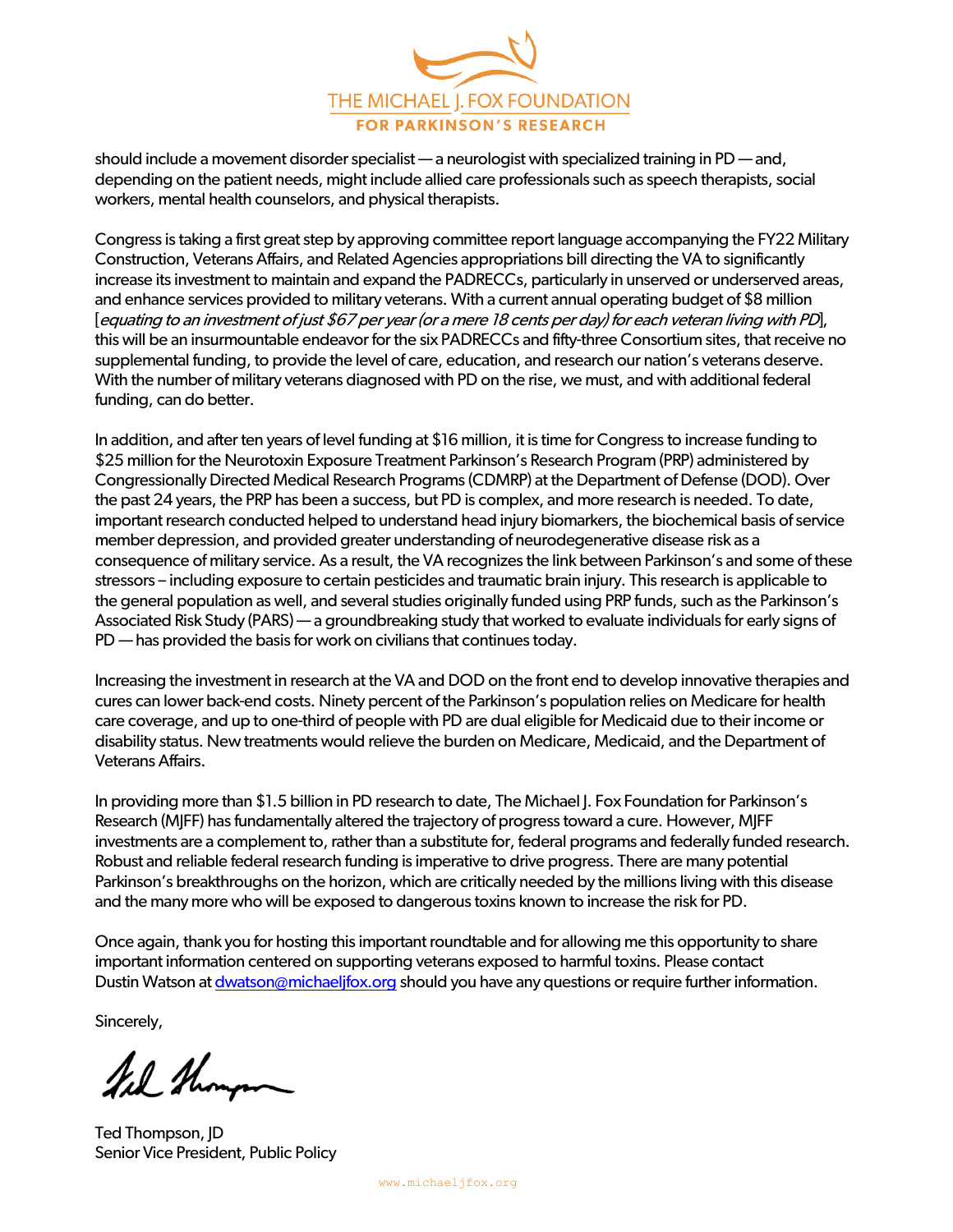should include a movement disorder specialist — a neurologist with specialized training in PD — and, depending on the patient needs, might include allied care professionals such as speech therapists, social workers, mental health counselors, and physical therapists.

Congress is taking a first great step by approving committee report language accompanying the FY22 Military Construction, Veterans Affairs, and Related Agencies appropriations bill directing the VA to significantly increase its investment to maintain and expand the PADRECCs, particularly in unserved or underserved areas, and enhance services provided to military veterans. With a current annual operating budget of $8 million [*equating to an investment of just $67 per year (or a mere 18 cents per day) for each veteran living with PD*], this will be an insurmountable endeavor for the six PADRECCs and fifty-three Consortium sites, that receive no supplemental funding, to provide the level of care, education, and research our nation's veterans deserve. With the number of military veterans diagnosed with PD on the rise, we must, and with additional federal funding, can do better.

In addition, and after ten years of level funding at $16 million, it is time for Congress to increase funding to $25 million for the Neurotoxin Exposure Treatment Parkinson's Research Program (PRP) administered by Congressionally Directed Medical Research Programs (CDMRP) at the Department of Defense (DOD). Over the past 24 years, the PRP has been a success, but PD is complex, and more research is needed. To date, important research conducted helped to understand head injury biomarkers, the biochemical basis of service member depression, and provided greater understanding of neurodegenerative disease risk as a consequence of military service. As a result, the VA recognizes the link between Parkinson's and some of these stressors – including exposure to certain pesticides and traumatic brain injury. This research is applicable to the general population as well, and several studies originally funded using PRP funds, such as the Parkinson's Associated Risk Study (PARS) — a groundbreaking study that worked to evaluate individuals for early signs of PD — has provided the basis for work on civilians that continues today.

Increasing the investment in research at the VA and DOD on the front end to develop innovative therapies and cures can lower back-end costs. Ninety percent of the Parkinson's population relies on Medicare for health care coverage, and up to one-third of people with PD are dual eligible for Medicaid due to their income or disability status. New treatments would relieve the burden on Medicare, Medicaid, and the Department of Veterans Affairs.

In providing more than $1.5 billion in PD research to date, The Michael J. Fox Foundation for Parkinson's Research (MJFF) has fundamentally altered the trajectory of progress toward a cure. However, MJFF investments are a complement to, rather than a substitute for, federal programs and federally funded research. Robust and reliable federal research funding is imperative to drive progress. There are many potential Parkinson's breakthroughs on the horizon, which are critically needed by the millions living with this disease and the many more who will be exposed to dangerous toxins known to increase the risk for PD.

Once again, thank you for hosting this important roundtable and for allowing me this opportunity to share important information centered on supporting veterans exposed to harmful toxins. Please contact Dustin Watson at dwatson@michaeljfox.org should you have any questions or require further information.

Sincerely,

Ted Thompson, JD
Senior Vice President, Public Policy